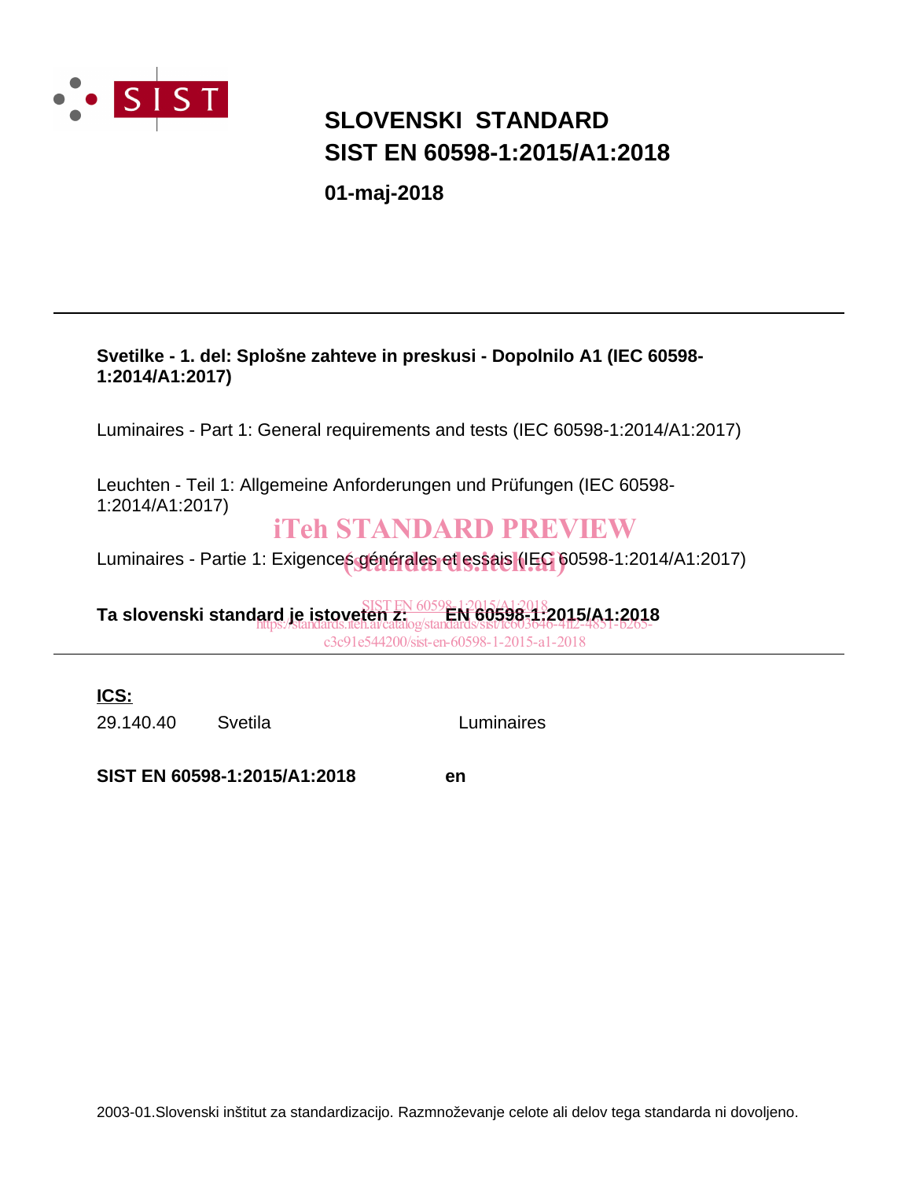SIST

# SLOVENSKI STANDARD
# SIST EN 60598-1:2015/A1:2018

**01-maj-2018**

---

**Svetilke - 1. del: Splošne zahteve in preskusi - Dopolnilo A1 (IEC 60598-1:2014/A1:2017)**

Luminaires - Part 1: General requirements and tests (IEC 60598-1:2014/A1:2017)

Leuchten - Teil 1: Allgemeine Anforderungen und Prüfungen (IEC 60598-1:2014/A1:2017)

Luminaires - Partie 1: Exigences générales et essais (IEC 60598-1:2014/A1:2017)

**Ta slovenski standard je istoveten z: EN 60598-1:2015/A1:2018**

---

**ICS:**

| | | |
|---|---|---|
| 29.140.40 | Svetila | Luminaires |

**SIST EN 60598-1:2015/A1:2018** **en**

2003-01.Slovenski inštitut za standardizacijo. Razmnoževanje celote ali delov tega standarda ni dovoljeno.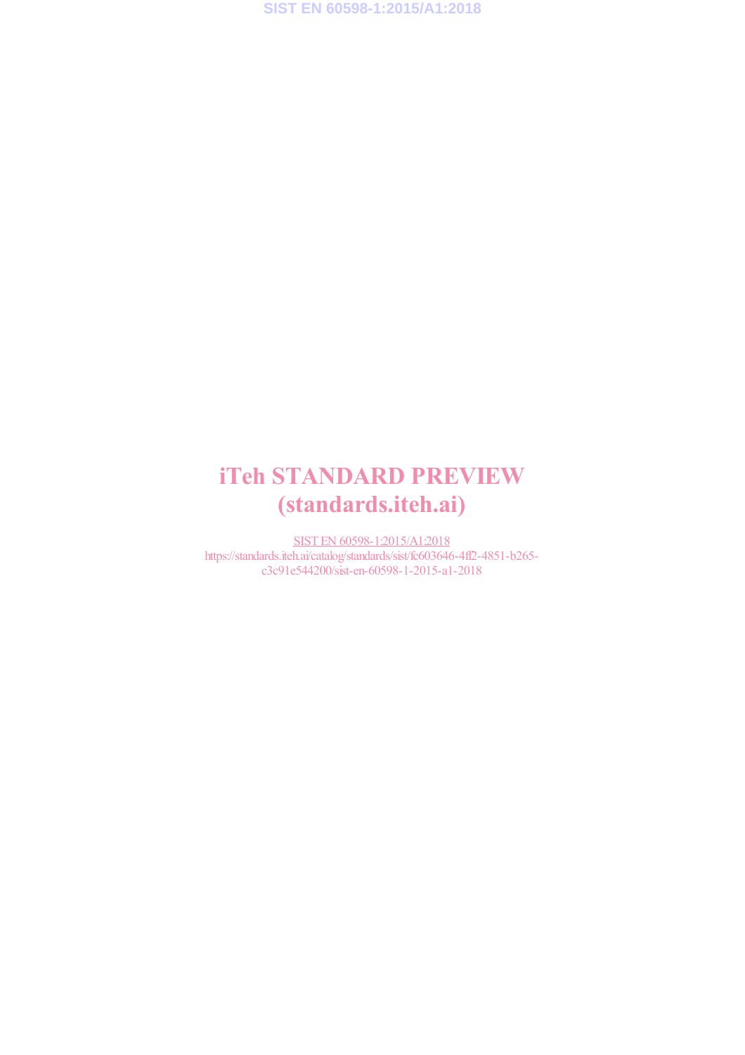# iTeh STANDARD PREVIEW
# (standards.iteh.ai)

SIST EN 60598-1:2015/A1:2018
https://standards.iteh.ai/catalog/standards/sist/fc603646-4ff2-4851-b265-c3c91e544200/sist-en-60598-1-2015-a1-2018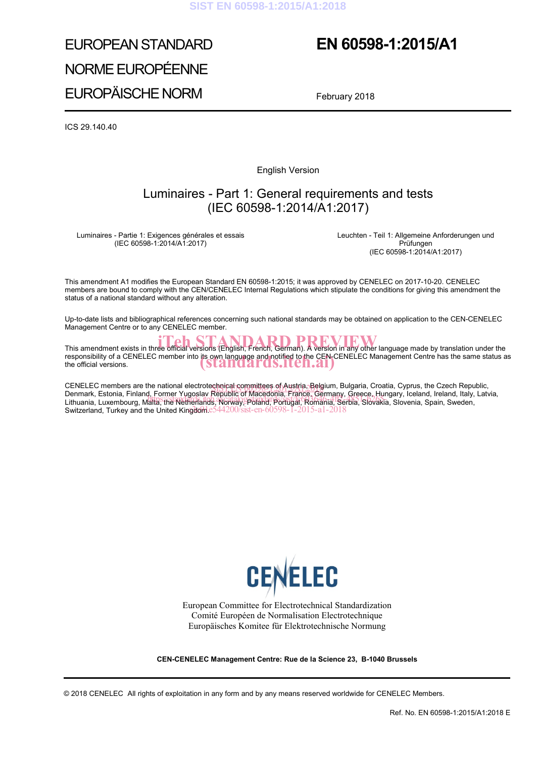# EUROPEAN STANDARD
# NORME EUROPÉENNE
# EUROPÄISCHE NORM

# EN 60598-1:2015/A1

February 2018

ICS 29.140.40

English Version

## Luminaires - Part 1: General requirements and tests (IEC 60598-1:2014/A1:2017)

Luminaires - Partie 1: Exigences générales et essais (IEC 60598-1:2014/A1:2017)

Leuchten - Teil 1: Allgemeine Anforderungen und Prüfungen (IEC 60598-1:2014/A1:2017)

This amendment A1 modifies the European Standard EN 60598-1:2015; it was approved by CENELEC on 2017-10-20. CENELEC members are bound to comply with the CEN/CENELEC Internal Regulations which stipulate the conditions for giving this amendment the status of a national standard without any alteration.

Up-to-date lists and bibliographical references concerning such national standards may be obtained on application to the CEN-CENELEC Management Centre or to any CENELEC member.

This amendment exists in three official versions (English, French, German). A version in any other language made by translation under the responsibility of a CENELEC member into its own language and notified to the CEN-CENELEC Management Centre has the same status as the official versions.

CENELEC members are the national electrotechnical committees of Austria, Belgium, Bulgaria, Croatia, Cyprus, the Czech Republic, Denmark, Estonia, Finland, Former Yugoslav Republic of Macedonia, France, Germany, Greece, Hungary, Iceland, Ireland, Italy, Latvia, Lithuania, Luxembourg, Malta, the Netherlands, Norway, Poland, Portugal, Romania, Serbia, Slovakia, Slovenia, Spain, Sweden, Switzerland, Turkey and the United Kingdom.

European Committee for Electrotechnical Standardization
Comité Européen de Normalisation Electrotechnique
Europäisches Komitee für Elektrotechnische Normung

**CEN-CENELEC Management Centre: Rue de la Science 23, B-1040 Brussels**

© 2018 CENELEC All rights of exploitation in any form and by any means reserved worldwide for CENELEC Members.

Ref. No. EN 60598-1:2015/A1:2018 E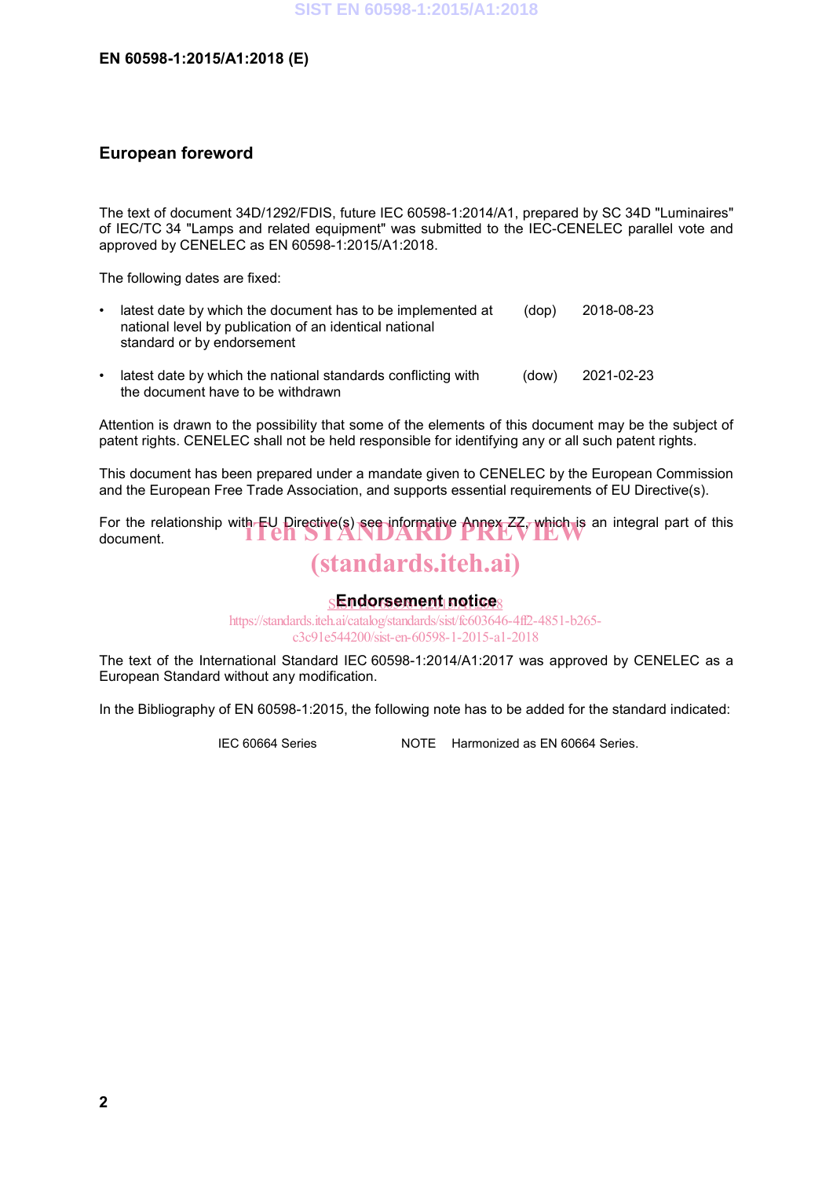## European foreword

The text of document 34D/1292/FDIS, future IEC 60598-1:2014/A1, prepared by SC 34D "Luminaires" of IEC/TC 34 "Lamps and related equipment" was submitted to the IEC-CENELEC parallel vote and approved by CENELEC as EN 60598-1:2015/A1:2018.

The following dates are fixed:

| | | |
|---|---|---|
| • latest date by which the document has to be implemented at national level by publication of an identical national standard or by endorsement | (dop) | 2018-08-23 |
| • latest date by which the national standards conflicting with the document have to be withdrawn | (dow) | 2021-02-23 |

Attention is drawn to the possibility that some of the elements of this document may be the subject of patent rights. CENELEC shall not be held responsible for identifying any or all such patent rights.

This document has been prepared under a mandate given to CENELEC by the European Commission and the European Free Trade Association, and supports essential requirements of EU Directive(s).

For the relationship with EU Directive(s) see informative Annex ZZ, which is an integral part of this document.

## Endorsement notice

The text of the International Standard IEC 60598-1:2014/A1:2017 was approved by CENELEC as a European Standard without any modification.

In the Bibliography of EN 60598-1:2015, the following note has to be added for the standard indicated:

IEC 60664 Series    NOTE    Harmonized as EN 60664 Series.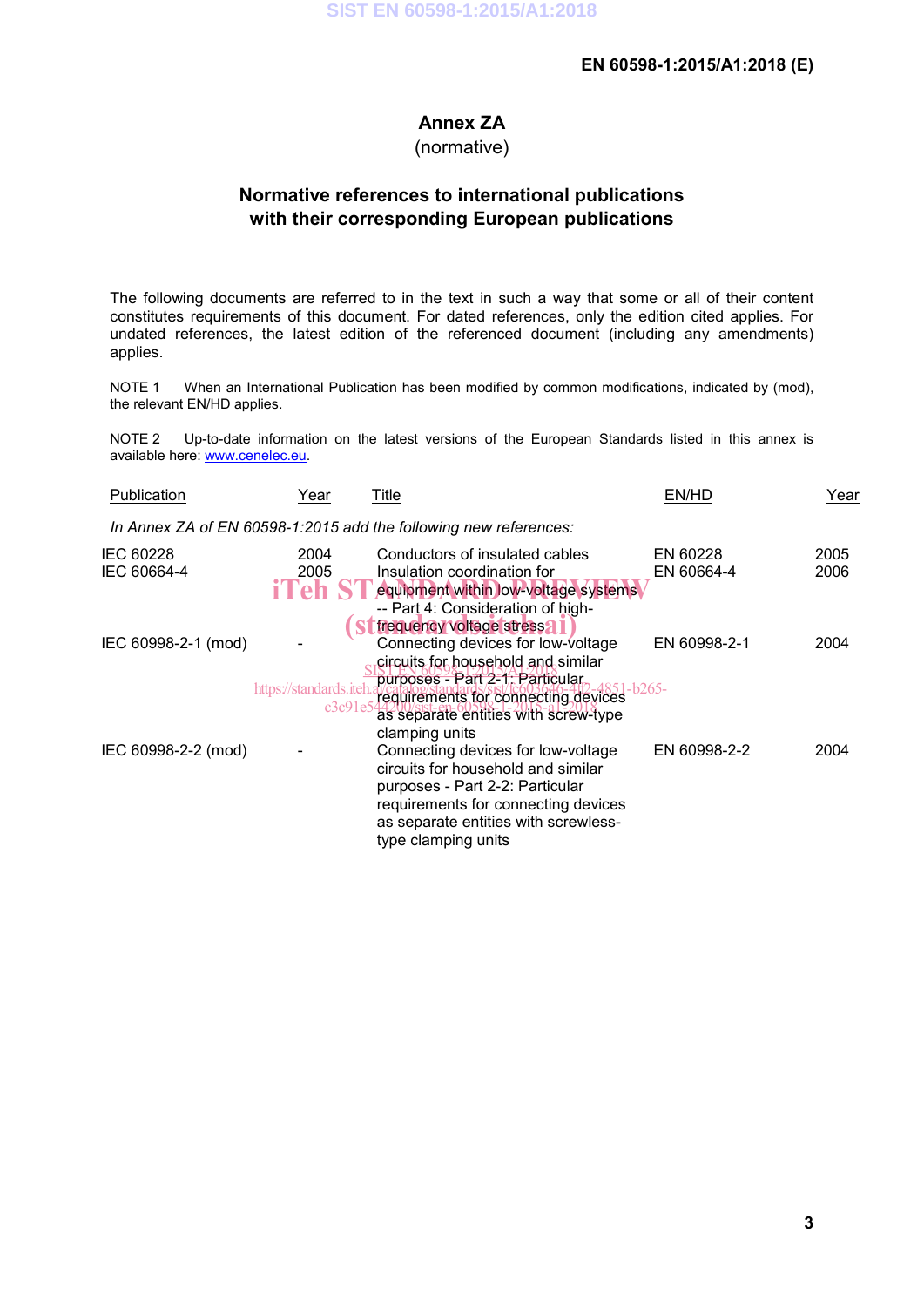# Annex ZA

(normative)

## Normative references to international publications with their corresponding European publications

The following documents are referred to in the text in such a way that some or all of their content constitutes requirements of this document. For dated references, only the edition cited applies. For undated references, the latest edition of the referenced document (including any amendments) applies.

NOTE 1 When an International Publication has been modified by common modifications, indicated by (mod), the relevant EN/HD applies.

NOTE 2 Up-to-date information on the latest versions of the European Standards listed in this annex is available here: www.cenelec.eu.

| Publication | Year | Title | EN/HD | Year |
|---|---|---|---|---|
| *In Annex ZA of EN 60598-1:2015 add the following new references:* | | | | |
| IEC 60228 | 2004 | Conductors of insulated cables | EN 60228 | 2005 |
| IEC 60664-4 | 2005 | Insulation coordination for equipment within low-voltage systems -- Part 4: Consideration of high-frequency voltage stress | EN 60664-4 | 2006 |
| IEC 60998-2-1 (mod) | - | Connecting devices for low-voltage circuits for household and similar purposes - Part 2-1: Particular requirements for connecting devices as separate entities with screw-type clamping units | EN 60998-2-1 | 2004 |
| IEC 60998-2-2 (mod) | - | Connecting devices for low-voltage circuits for household and similar purposes - Part 2-2: Particular requirements for connecting devices as separate entities with screwless-type clamping units | EN 60998-2-2 | 2004 |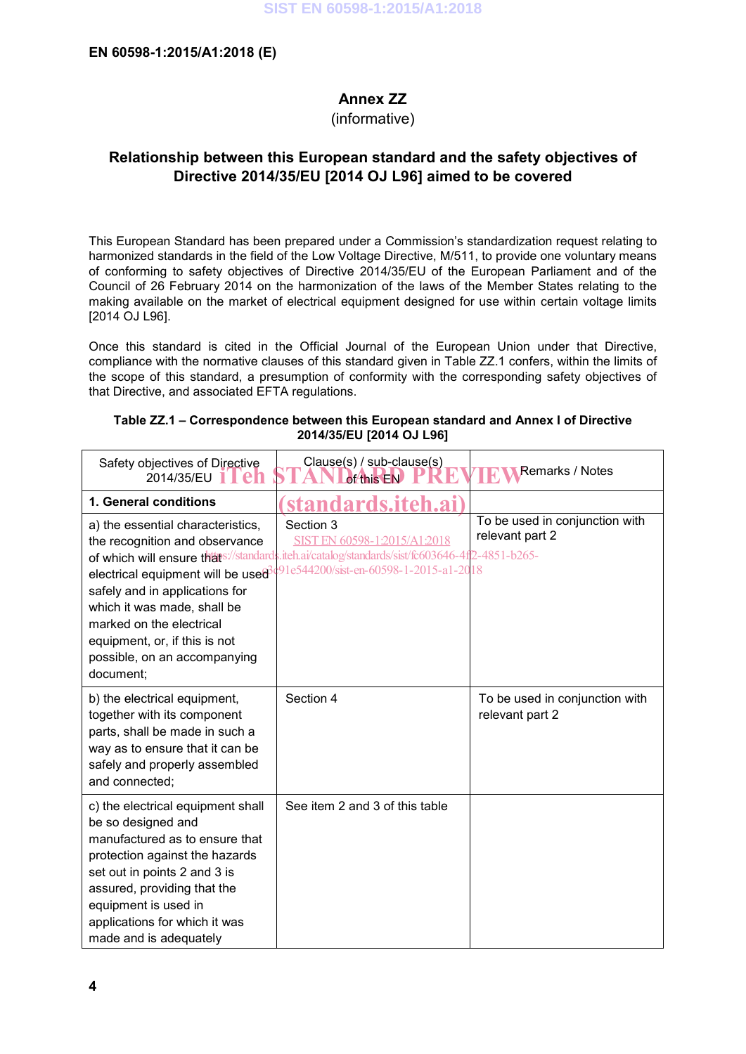EN 60598-1:2015/A1:2018 (E)

# Annex ZZ

(informative)

## Relationship between this European standard and the safety objectives of Directive 2014/35/EU [2014 OJ L96] aimed to be covered

This European Standard has been prepared under a Commission's standardization request relating to harmonized standards in the field of the Low Voltage Directive, M/511, to provide one voluntary means of conforming to safety objectives of Directive 2014/35/EU of the European Parliament and of the Council of 26 February 2014 on the harmonization of the laws of the Member States relating to the making available on the market of electrical equipment designed for use within certain voltage limits [2014 OJ L96].

Once this standard is cited in the Official Journal of the European Union under that Directive, compliance with the normative clauses of this standard given in Table ZZ.1 confers, within the limits of the scope of this standard, a presumption of conformity with the corresponding safety objectives of that Directive, and associated EFTA regulations.

**Table ZZ.1 – Correspondence between this European standard and Annex I of Directive 2014/35/EU [2014 OJ L96]**

| Safety objectives of Directive 2014/35/EU | Clause(s) / sub-clause(s) of this EN | Remarks / Notes |
|---|---|---|
| **1. General conditions** | | |
| a) the essential characteristics, the recognition and observance of which will ensure that electrical equipment will be used safely and in applications for which it was made, shall be marked on the electrical equipment, or, if this is not possible, on an accompanying document; | Section 3 | To be used in conjunction with relevant part 2 |
| b) the electrical equipment, together with its component parts, shall be made in such a way as to ensure that it can be safely and properly assembled and connected; | Section 4 | To be used in conjunction with relevant part 2 |
| c) the electrical equipment shall be so designed and manufactured as to ensure that protection against the hazards set out in points 2 and 3 is assured, providing that the equipment is used in applications for which it was made and is adequately | See item 2 and 3 of this table | |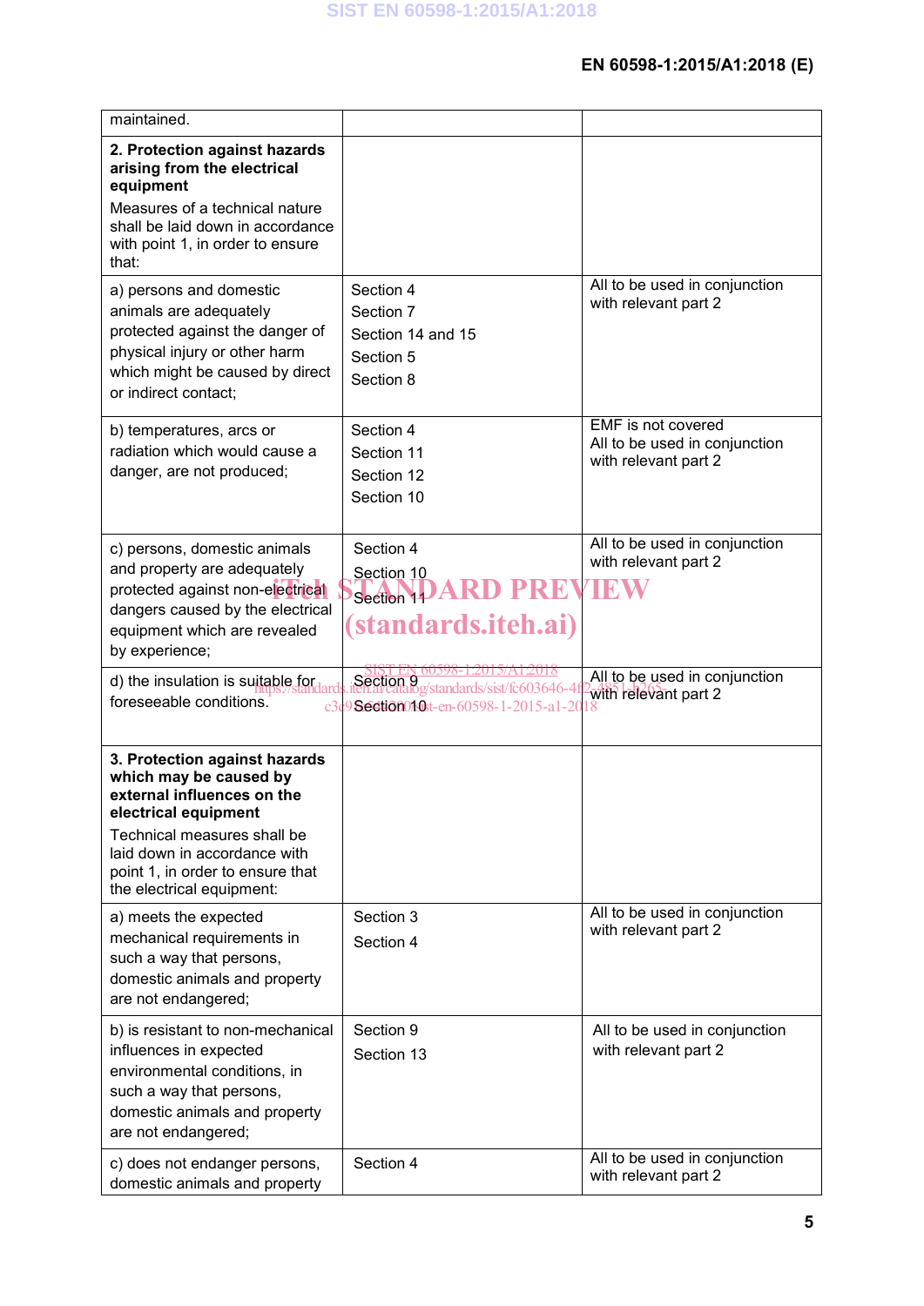| | | |
|---|---|---|
| maintained. | | |
| **2. Protection against hazards arising from the electrical equipment**<br>Measures of a technical nature shall be laid down in accordance with point 1, in order to ensure that: | | |
| a) persons and domestic animals are adequately protected against the danger of physical injury or other harm which might be caused by direct or indirect contact; | Section 4<br>Section 7<br>Section 14 and 15<br>Section 5<br>Section 8 | All to be used in conjunction with relevant part 2 |
| b) temperatures, arcs or radiation which would cause a danger, are not produced; | Section 4<br>Section 11<br>Section 12<br>Section 10 | EMF is not covered<br>All to be used in conjunction with relevant part 2 |
| c) persons, domestic animals and property are adequately protected against non-electrical dangers caused by the electrical equipment which are revealed by experience; | Section 4<br>Section 10<br>Section 11 | All to be used in conjunction with relevant part 2 |
| d) the insulation is suitable for foreseeable conditions. | Section 9<br>Section 10 | All to be used in conjunction with relevant part 2 |
| **3. Protection against hazards which may be caused by external influences on the electrical equipment**<br>Technical measures shall be laid down in accordance with point 1, in order to ensure that the electrical equipment: | | |
| a) meets the expected mechanical requirements in such a way that persons, domestic animals and property are not endangered; | Section 3<br>Section 4 | All to be used in conjunction with relevant part 2 |
| b) is resistant to non-mechanical influences in expected environmental conditions, in such a way that persons, domestic animals and property are not endangered; | Section 9<br>Section 13 | All to be used in conjunction with relevant part 2 |
| c) does not endanger persons, domestic animals and property | Section 4 | All to be used in conjunction with relevant part 2 |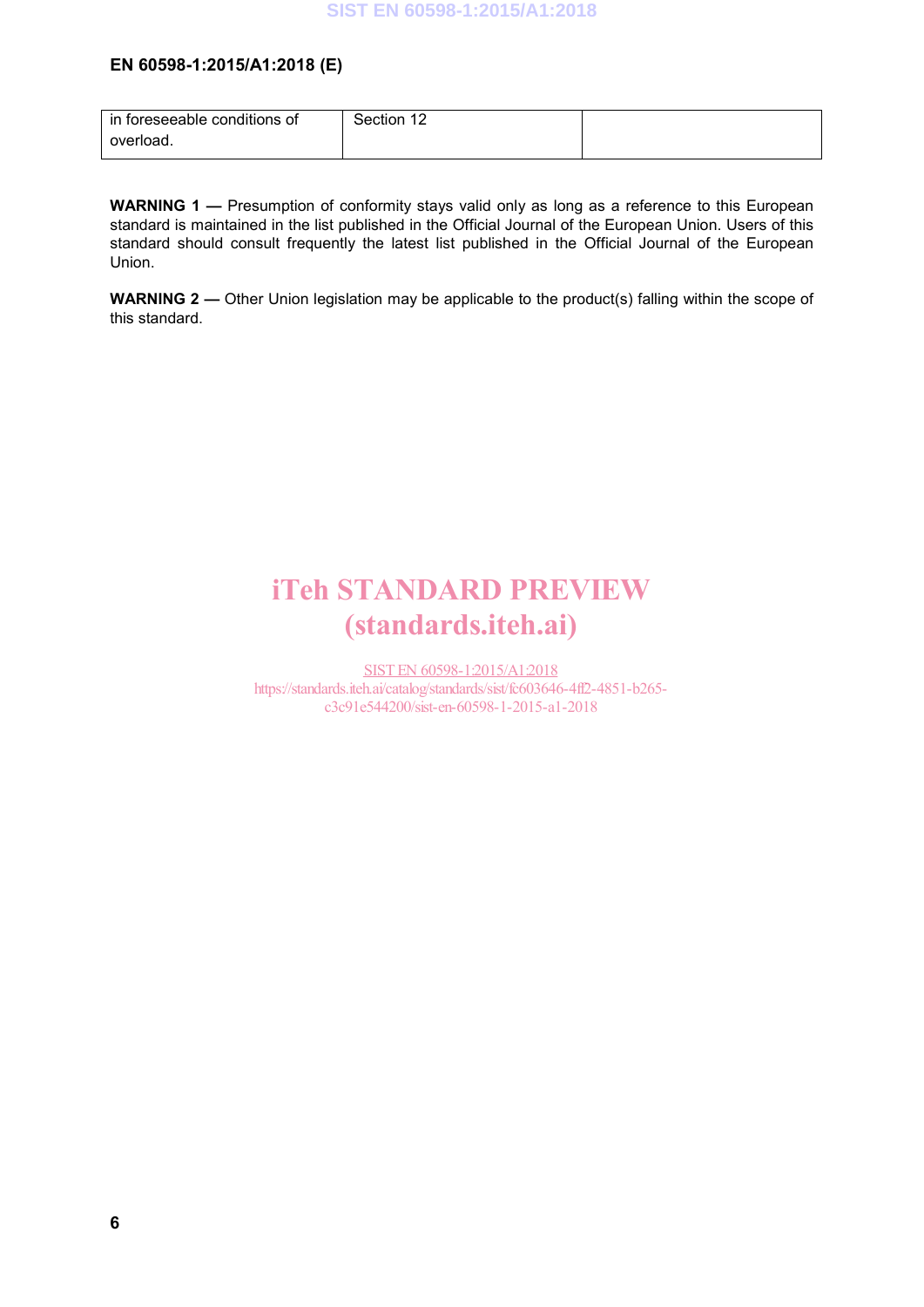| in foreseeable conditions of overload. | Section 12 | |
|---|---|---|

**WARNING 1 —** Presumption of conformity stays valid only as long as a reference to this European standard is maintained in the list published in the Official Journal of the European Union. Users of this standard should consult frequently the latest list published in the Official Journal of the European Union.

**WARNING 2 —** Other Union legislation may be applicable to the product(s) falling within the scope of this standard.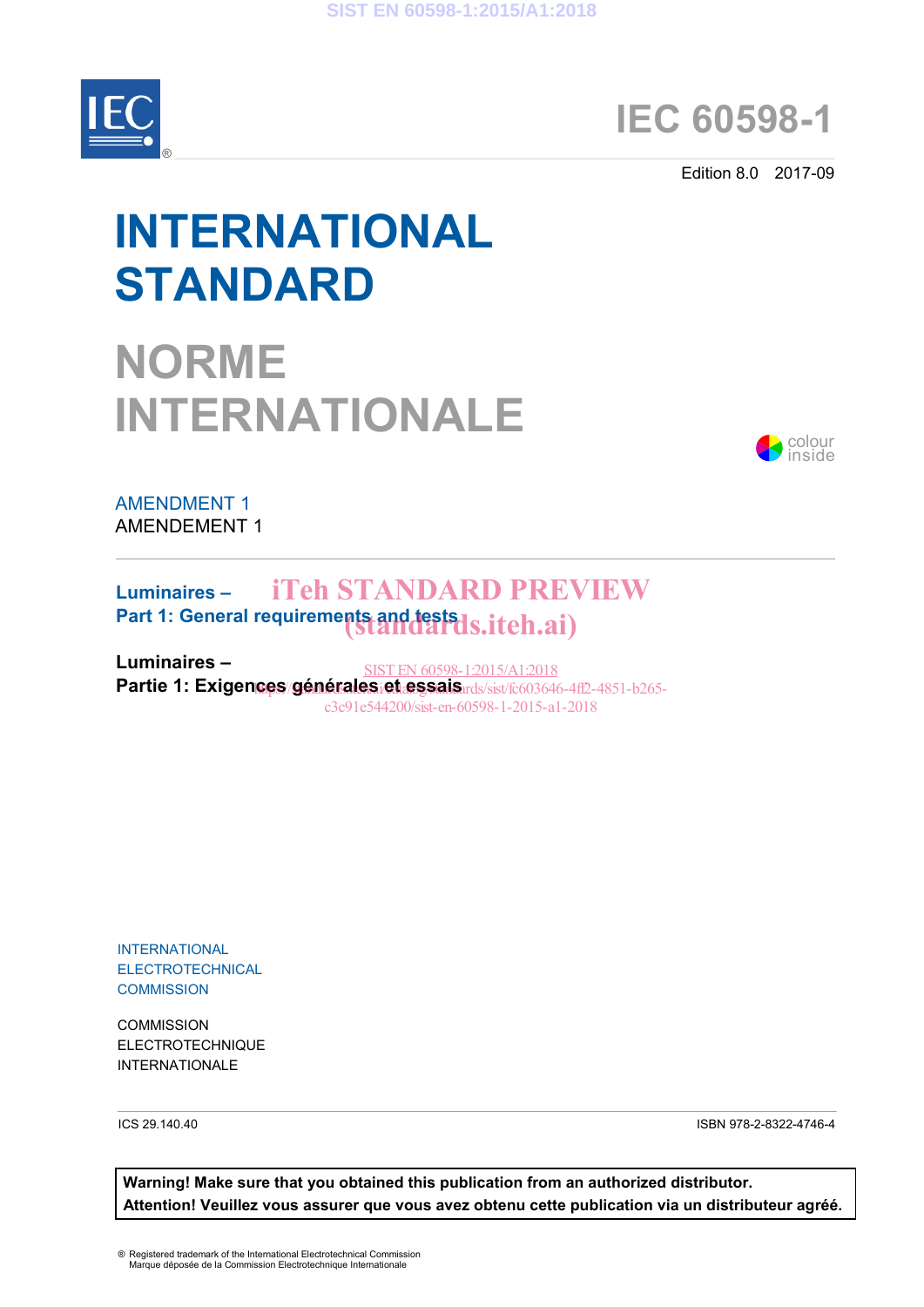# IEC 60598-1

Edition 8.0 2017-09

# INTERNATIONAL STANDARD

# NORME INTERNATIONALE

colour inside

AMENDMENT 1
AMENDEMENT 1

**Luminaires –**
**Part 1: General requirements and tests**

iTeh STANDARD PREVIEW
(standards.iteh.ai)

**Luminaires –**
**Partie 1: Exigences générales et essais**

SIST EN 60598-1:2015/A1:2018
https://standards.iteh.ai/catalog/standards/sist/fc603646-4ff2-4851-b265-c3c91e544200/sist-en-60598-1-2015-a1-2018

INTERNATIONAL
ELECTROTECHNICAL
COMMISSION

COMMISSION
ELECTROTECHNIQUE
INTERNATIONALE

ICS 29.140.40

ISBN 978-2-8322-4746-4

**Warning! Make sure that you obtained this publication from an authorized distributor.**
**Attention! Veuillez vous assurer que vous avez obtenu cette publication via un distributeur agréé.**

® Registered trademark of the International Electrotechnical Commission
Marque déposée de la Commission Electrotechnique Internationale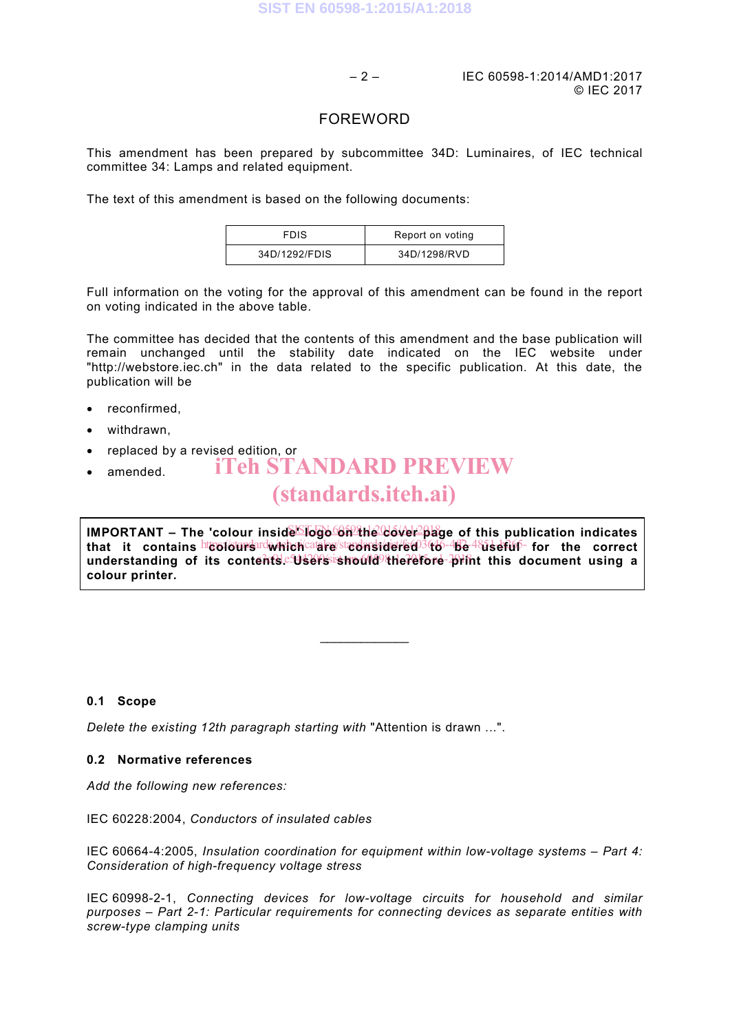# FOREWORD

This amendment has been prepared by subcommittee 34D: Luminaires, of IEC technical committee 34: Lamps and related equipment.

The text of this amendment is based on the following documents:

| FDIS | Report on voting |
|---|---|
| 34D/1292/FDIS | 34D/1298/RVD |

Full information on the voting for the approval of this amendment can be found in the report on voting indicated in the above table.

The committee has decided that the contents of this amendment and the base publication will remain unchanged until the stability date indicated on the IEC website under "http://webstore.iec.ch" in the data related to the specific publication. At this date, the publication will be

- reconfirmed,
- withdrawn,
- replaced by a revised edition, or
- amended.

**IMPORTANT – The 'colour inside' logo on the cover page of this publication indicates that it contains colours which are considered to be useful for the correct understanding of its contents. Users should therefore print this document using a colour printer.**

---

### 0.1 Scope

*Delete the existing 12th paragraph starting with* "Attention is drawn …".

### 0.2 Normative references

*Add the following new references:*

IEC 60228:2004, *Conductors of insulated cables*

IEC 60664-4:2005, *Insulation coordination for equipment within low-voltage systems – Part 4: Consideration of high-frequency voltage stress*

IEC 60998-2-1, *Connecting devices for low-voltage circuits for household and similar purposes – Part 2-1: Particular requirements for connecting devices as separate entities with screw-type clamping units*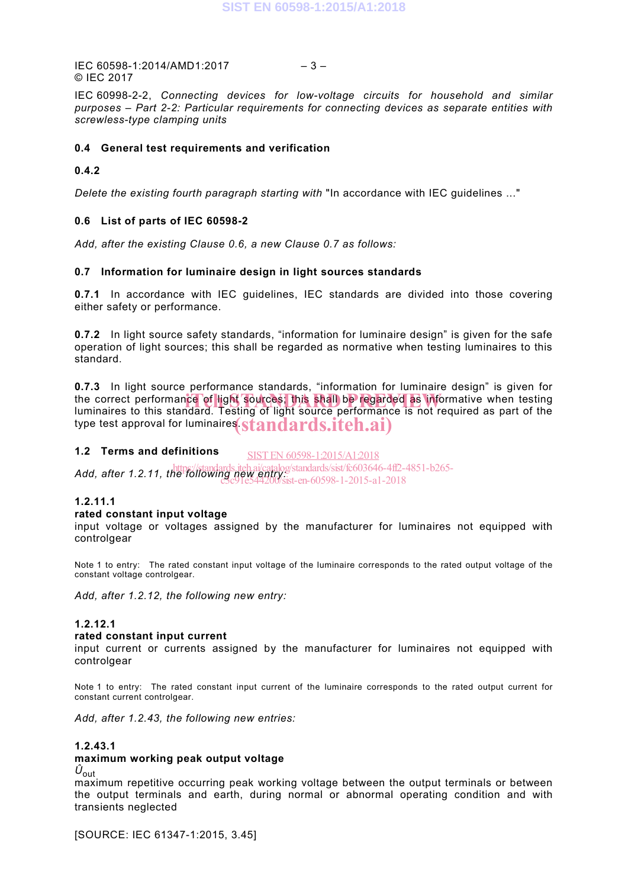IEC 60998-2-2, *Connecting devices for low-voltage circuits for household and similar purposes – Part 2-2: Particular requirements for connecting devices as separate entities with screwless-type clamping units*

## 0.4 General test requirements and verification

### 0.4.2

*Delete the existing fourth paragraph starting with* "In accordance with IEC guidelines ..."

## 0.6 List of parts of IEC 60598-2

*Add, after the existing Clause 0.6, a new Clause 0.7 as follows:*

## 0.7 Information for luminaire design in light sources standards

**0.7.1** In accordance with IEC guidelines, IEC standards are divided into those covering either safety or performance.

**0.7.2** In light source safety standards, "information for luminaire design" is given for the safe operation of light sources; this shall be regarded as normative when testing luminaires to this standard.

**0.7.3** In light source performance standards, "information for luminaire design" is given for the correct performance of light sources; this shall be regarded as informative when testing luminaires to this standard. Testing of light source performance is not required as part of the type test approval for luminaires.

## 1.2 Terms and definitions

*Add, after 1.2.11, the following new entry:*

**1.2.11.1**
**rated constant input voltage**
input voltage or voltages assigned by the manufacturer for luminaires not equipped with controlgear

Note 1 to entry: The rated constant input voltage of the luminaire corresponds to the rated output voltage of the constant voltage controlgear.

*Add, after 1.2.12, the following new entry:*

**1.2.12.1**
**rated constant input current**
input current or currents assigned by the manufacturer for luminaires not equipped with controlgear

Note 1 to entry: The rated constant input current of the luminaire corresponds to the rated output current for constant current controlgear.

*Add, after 1.2.43, the following new entries:*

**1.2.43.1**
**maximum working peak output voltage**
$\hat{U}_{out}$
maximum repetitive occurring peak working voltage between the output terminals or between the output terminals and earth, during normal or abnormal operating condition and with transients neglected

[SOURCE: IEC 61347-1:2015, 3.45]